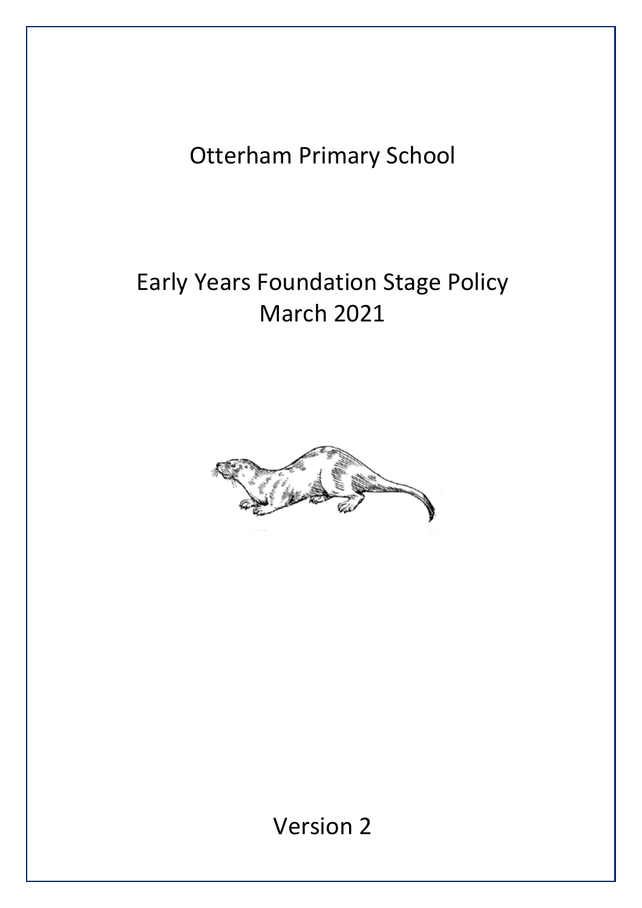# Otterham Primary School

# Early Years Foundation Stage Policy
# March 2021

Version 2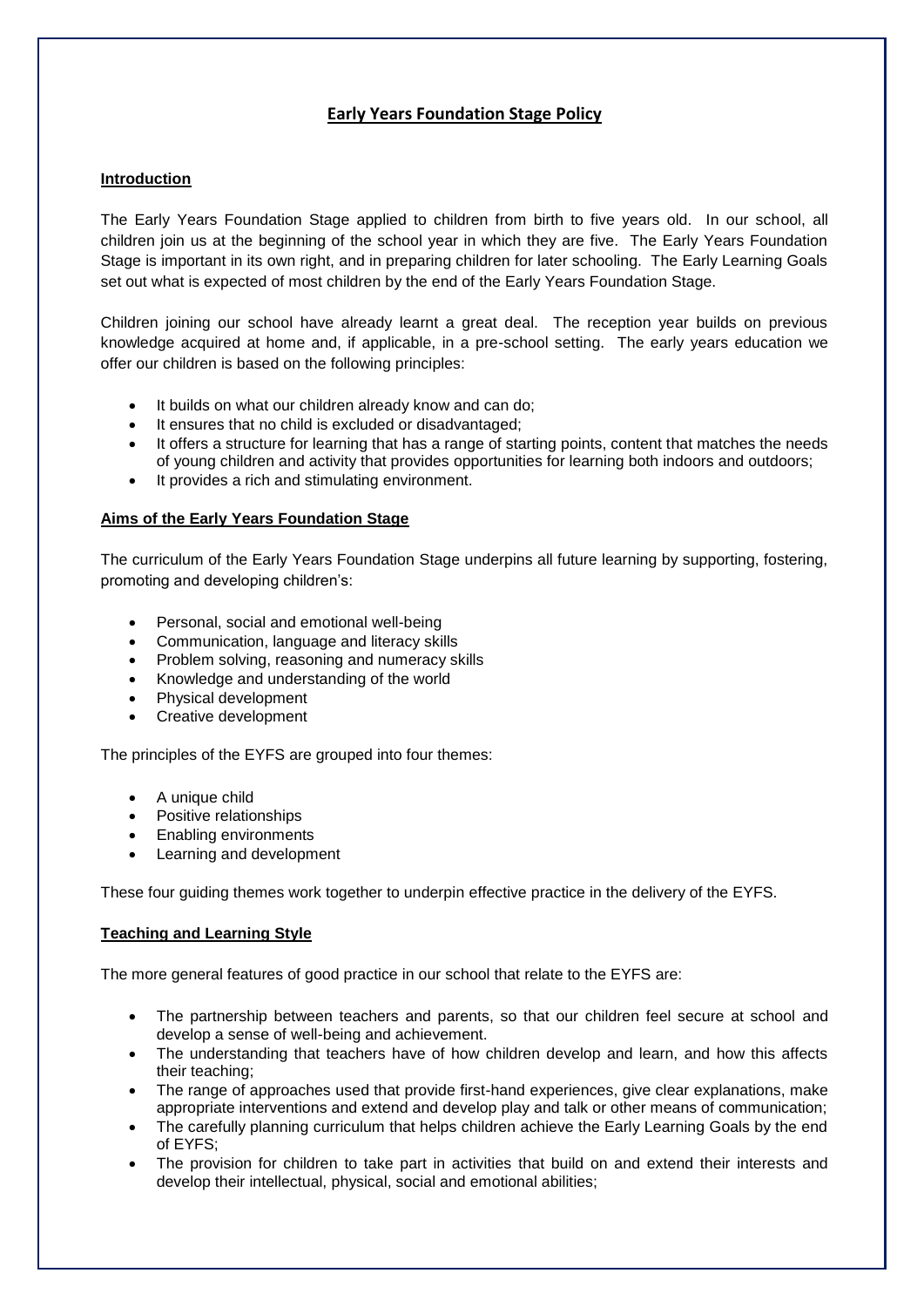# Early Years Foundation Stage Policy

## Introduction

The Early Years Foundation Stage applied to children from birth to five years old. In our school, all children join us at the beginning of the school year in which they are five. The Early Years Foundation Stage is important in its own right, and in preparing children for later schooling. The Early Learning Goals set out what is expected of most children by the end of the Early Years Foundation Stage.

Children joining our school have already learnt a great deal. The reception year builds on previous knowledge acquired at home and, if applicable, in a pre-school setting. The early years education we offer our children is based on the following principles:

- It builds on what our children already know and can do;
- It ensures that no child is excluded or disadvantaged;
- It offers a structure for learning that has a range of starting points, content that matches the needs of young children and activity that provides opportunities for learning both indoors and outdoors;
- It provides a rich and stimulating environment.

## Aims of the Early Years Foundation Stage

The curriculum of the Early Years Foundation Stage underpins all future learning by supporting, fostering, promoting and developing children's:

- Personal, social and emotional well-being
- Communication, language and literacy skills
- Problem solving, reasoning and numeracy skills
- Knowledge and understanding of the world
- Physical development
- Creative development

The principles of the EYFS are grouped into four themes:

- A unique child
- Positive relationships
- Enabling environments
- Learning and development

These four guiding themes work together to underpin effective practice in the delivery of the EYFS.

## Teaching and Learning Style

The more general features of good practice in our school that relate to the EYFS are:

- The partnership between teachers and parents, so that our children feel secure at school and develop a sense of well-being and achievement.
- The understanding that teachers have of how children develop and learn, and how this affects their teaching;
- The range of approaches used that provide first-hand experiences, give clear explanations, make appropriate interventions and extend and develop play and talk or other means of communication;
- The carefully planning curriculum that helps children achieve the Early Learning Goals by the end of EYFS;
- The provision for children to take part in activities that build on and extend their interests and develop their intellectual, physical, social and emotional abilities;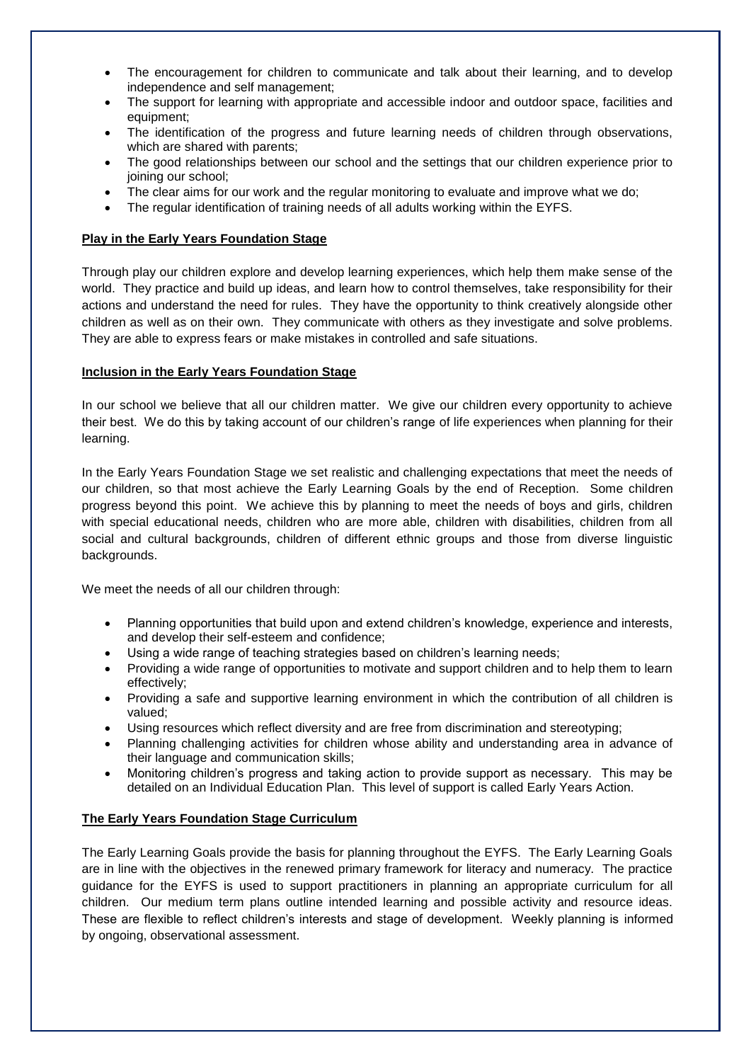- The encouragement for children to communicate and talk about their learning, and to develop independence and self management;
- The support for learning with appropriate and accessible indoor and outdoor space, facilities and equipment;
- The identification of the progress and future learning needs of children through observations, which are shared with parents;
- The good relationships between our school and the settings that our children experience prior to joining our school;
- The clear aims for our work and the regular monitoring to evaluate and improve what we do;
- The regular identification of training needs of all adults working within the EYFS.

**Play in the Early Years Foundation Stage**

Through play our children explore and develop learning experiences, which help them make sense of the world. They practice and build up ideas, and learn how to control themselves, take responsibility for their actions and understand the need for rules. They have the opportunity to think creatively alongside other children as well as on their own. They communicate with others as they investigate and solve problems. They are able to express fears or make mistakes in controlled and safe situations.

**Inclusion in the Early Years Foundation Stage**

In our school we believe that all our children matter. We give our children every opportunity to achieve their best. We do this by taking account of our children's range of life experiences when planning for their learning.

In the Early Years Foundation Stage we set realistic and challenging expectations that meet the needs of our children, so that most achieve the Early Learning Goals by the end of Reception. Some children progress beyond this point. We achieve this by planning to meet the needs of boys and girls, children with special educational needs, children who are more able, children with disabilities, children from all social and cultural backgrounds, children of different ethnic groups and those from diverse linguistic backgrounds.

We meet the needs of all our children through:

- Planning opportunities that build upon and extend children's knowledge, experience and interests, and develop their self-esteem and confidence;
- Using a wide range of teaching strategies based on children's learning needs;
- Providing a wide range of opportunities to motivate and support children and to help them to learn effectively;
- Providing a safe and supportive learning environment in which the contribution of all children is valued;
- Using resources which reflect diversity and are free from discrimination and stereotyping;
- Planning challenging activities for children whose ability and understanding area in advance of their language and communication skills;
- Monitoring children's progress and taking action to provide support as necessary. This may be detailed on an Individual Education Plan. This level of support is called Early Years Action.

**The Early Years Foundation Stage Curriculum**

The Early Learning Goals provide the basis for planning throughout the EYFS. The Early Learning Goals are in line with the objectives in the renewed primary framework for literacy and numeracy. The practice guidance for the EYFS is used to support practitioners in planning an appropriate curriculum for all children. Our medium term plans outline intended learning and possible activity and resource ideas. These are flexible to reflect children's interests and stage of development. Weekly planning is informed by ongoing, observational assessment.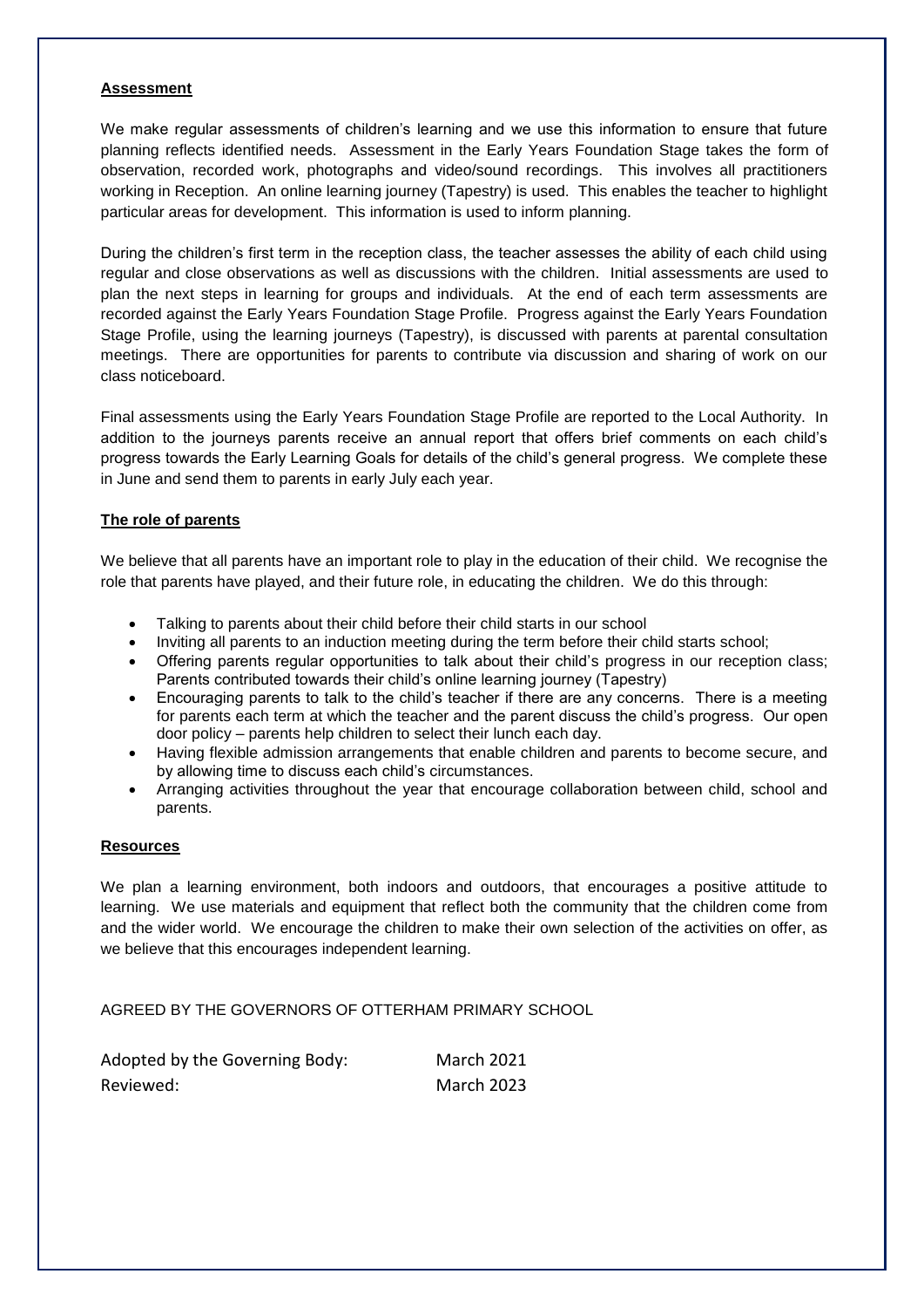## Assessment

We make regular assessments of children's learning and we use this information to ensure that future planning reflects identified needs. Assessment in the Early Years Foundation Stage takes the form of observation, recorded work, photographs and video/sound recordings. This involves all practitioners working in Reception. An online learning journey (Tapestry) is used. This enables the teacher to highlight particular areas for development. This information is used to inform planning.

During the children's first term in the reception class, the teacher assesses the ability of each child using regular and close observations as well as discussions with the children. Initial assessments are used to plan the next steps in learning for groups and individuals. At the end of each term assessments are recorded against the Early Years Foundation Stage Profile. Progress against the Early Years Foundation Stage Profile, using the learning journeys (Tapestry), is discussed with parents at parental consultation meetings. There are opportunities for parents to contribute via discussion and sharing of work on our class noticeboard.

Final assessments using the Early Years Foundation Stage Profile are reported to the Local Authority. In addition to the journeys parents receive an annual report that offers brief comments on each child's progress towards the Early Learning Goals for details of the child's general progress. We complete these in June and send them to parents in early July each year.

## The role of parents

We believe that all parents have an important role to play in the education of their child. We recognise the role that parents have played, and their future role, in educating the children. We do this through:

- Talking to parents about their child before their child starts in our school
- Inviting all parents to an induction meeting during the term before their child starts school;
- Offering parents regular opportunities to talk about their child's progress in our reception class; Parents contributed towards their child's online learning journey (Tapestry)
- Encouraging parents to talk to the child's teacher if there are any concerns. There is a meeting for parents each term at which the teacher and the parent discuss the child's progress. Our open door policy – parents help children to select their lunch each day.
- Having flexible admission arrangements that enable children and parents to become secure, and by allowing time to discuss each child's circumstances.
- Arranging activities throughout the year that encourage collaboration between child, school and parents.

## Resources

We plan a learning environment, both indoors and outdoors, that encourages a positive attitude to learning. We use materials and equipment that reflect both the community that the children come from and the wider world. We encourage the children to make their own selection of the activities on offer, as we believe that this encourages independent learning.

AGREED BY THE GOVERNORS OF OTTERHAM PRIMARY SCHOOL

| | |
|---|---|
| Adopted by the Governing Body: | March 2021 |
| Reviewed: | March 2023 |